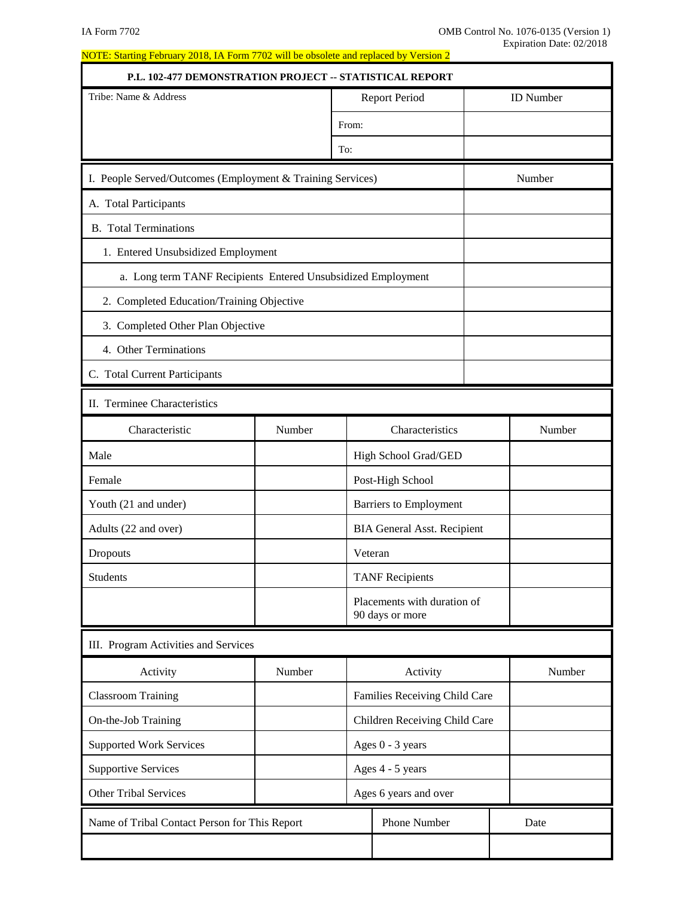IA Form 7702

OMB Control No. 1076-0135 (Version 1)
Expiration Date: 02/2018

NOTE: Starting February 2018, IA Form 7702 will be obsolete and replaced by Version 2

## P.L. 102-477 DEMONSTRATION PROJECT -- STATISTICAL REPORT

| Tribe: Name & Address | Report Period | ID Number |
|---|---|---|
| | From: | |
| | To: | |

| I. People Served/Outcomes (Employment & Training Services) | Number |
|---|---|
| A. Total Participants | |
| B. Total Terminations | |
| 1. Entered Unsubsidized Employment | |
| a. Long term TANF Recipients Entered Unsubsidized Employment | |
| 2. Completed Education/Training Objective | |
| 3. Completed Other Plan Objective | |
| 4. Other Terminations | |
| C. Total Current Participants | |

II. Terminee Characteristics

| Characteristic | Number | Characteristics | Number |
|---|---|---|---|
| Male | | High School Grad/GED | |
| Female | | Post-High School | |
| Youth (21 and under) | | Barriers to Employment | |
| Adults (22 and over) | | BIA General Asst. Recipient | |
| Dropouts | | Veteran | |
| Students | | TANF Recipients | |
| | | Placements with duration of 90 days or more | |

III. Program Activities and Services

| Activity | Number | Activity | Number |
|---|---|---|---|
| Classroom Training | | Families Receiving Child Care | |
| On-the-Job Training | | Children Receiving Child Care | |
| Supported Work Services | | Ages 0 - 3 years | |
| Supportive Services | | Ages 4 - 5 years | |
| Other Tribal Services | | Ages 6 years and over | |

| Name of Tribal Contact Person for This Report | Phone Number | Date |
|---|---|---|
| | | |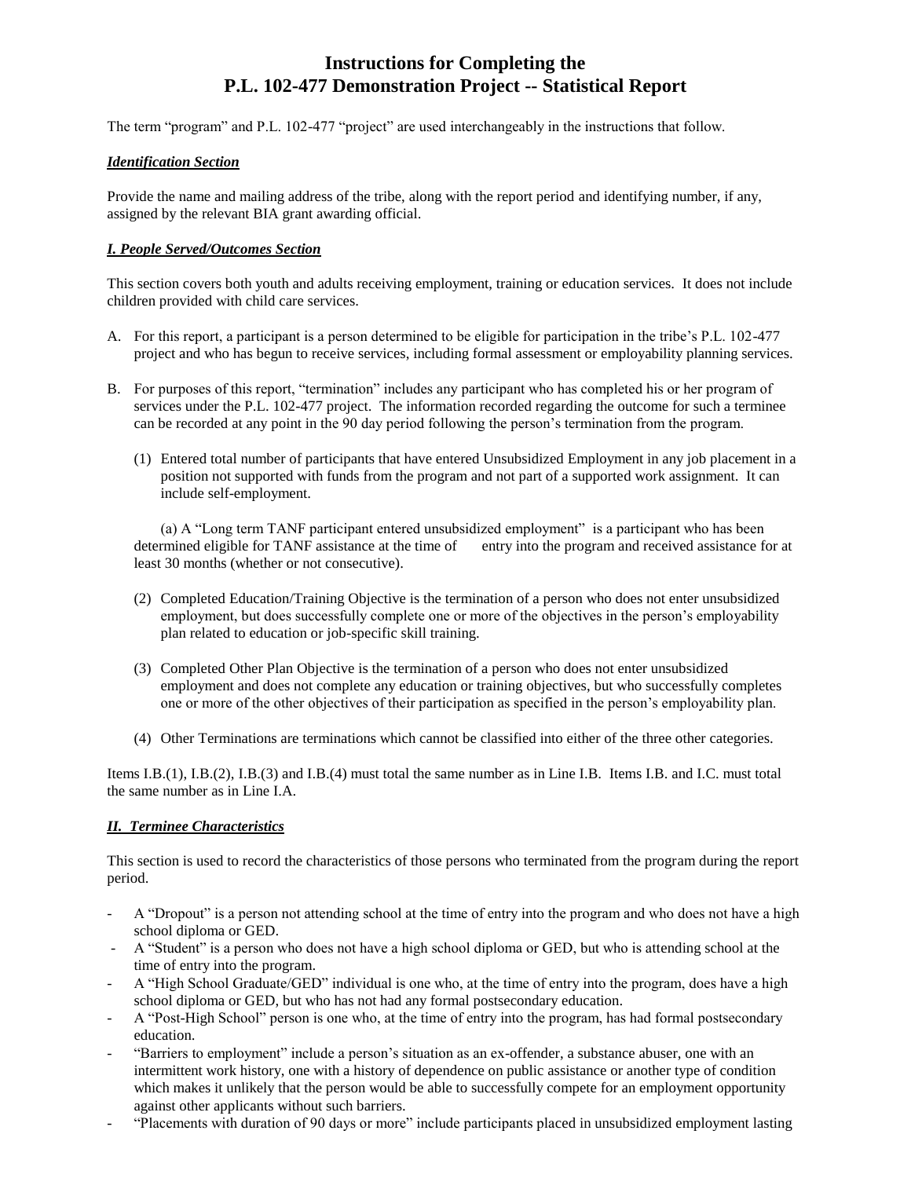# Instructions for Completing the P.L. 102-477 Demonstration Project -- Statistical Report

The term "program" and P.L. 102-477 "project" are used interchangeably in the instructions that follow.

***Identification Section***

Provide the name and mailing address of the tribe, along with the report period and identifying number, if any, assigned by the relevant BIA grant awarding official.

***I. People Served/Outcomes Section***

This section covers both youth and adults receiving employment, training or education services. It does not include children provided with child care services.

A. For this report, a participant is a person determined to be eligible for participation in the tribe's P.L. 102-477 project and who has begun to receive services, including formal assessment or employability planning services.

B. For purposes of this report, "termination" includes any participant who has completed his or her program of services under the P.L. 102-477 project. The information recorded regarding the outcome for such a terminee can be recorded at any point in the 90 day period following the person's termination from the program.

   (1) Entered total number of participants that have entered Unsubsidized Employment in any job placement in a position not supported with funds from the program and not part of a supported work assignment. It can include self-employment.

   (a) A "Long term TANF participant entered unsubsidized employment" is a participant who has been determined eligible for TANF assistance at the time of entry into the program and received assistance for at least 30 months (whether or not consecutive).

   (2) Completed Education/Training Objective is the termination of a person who does not enter unsubsidized employment, but does successfully complete one or more of the objectives in the person's employability plan related to education or job-specific skill training.

   (3) Completed Other Plan Objective is the termination of a person who does not enter unsubsidized employment and does not complete any education or training objectives, but who successfully completes one or more of the other objectives of their participation as specified in the person's employability plan.

   (4) Other Terminations are terminations which cannot be classified into either of the three other categories.

Items I.B.(1), I.B.(2), I.B.(3) and I.B.(4) must total the same number as in Line I.B. Items I.B. and I.C. must total the same number as in Line I.A.

***II. Terminee Characteristics***

This section is used to record the characteristics of those persons who terminated from the program during the report period.

- A "Dropout" is a person not attending school at the time of entry into the program and who does not have a high school diploma or GED.
- A "Student" is a person who does not have a high school diploma or GED, but who is attending school at the time of entry into the program.
- A "High School Graduate/GED" individual is one who, at the time of entry into the program, does have a high school diploma or GED, but who has not had any formal postsecondary education.
- A "Post-High School" person is one who, at the time of entry into the program, has had formal postsecondary education.
- "Barriers to employment" include a person's situation as an ex-offender, a substance abuser, one with an intermittent work history, one with a history of dependence on public assistance or another type of condition which makes it unlikely that the person would be able to successfully compete for an employment opportunity against other applicants without such barriers.
- "Placements with duration of 90 days or more" include participants placed in unsubsidized employment lasting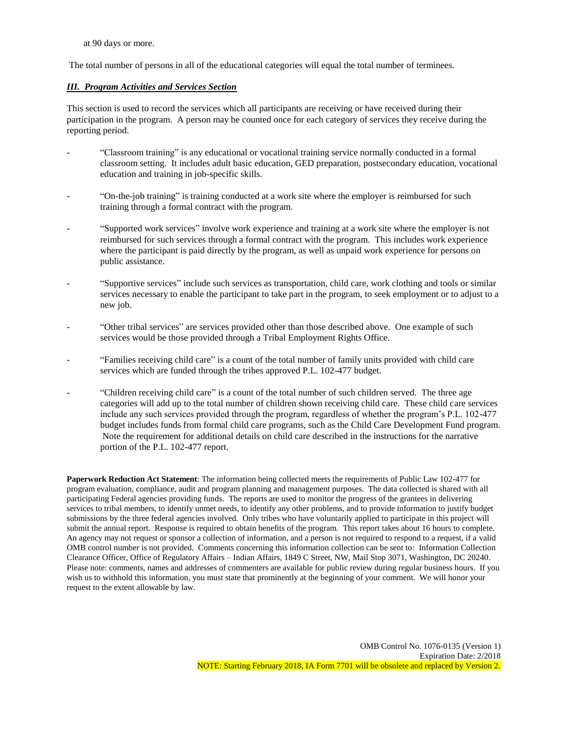at 90 days or more.

The total number of persons in all of the educational categories will equal the total number of terminees.

### ***III. Program Activities and Services Section***

This section is used to record the services which all participants are receiving or have received during their participation in the program. A person may be counted once for each category of services they receive during the reporting period.

- "Classroom training" is any educational or vocational training service normally conducted in a formal classroom setting. It includes adult basic education, GED preparation, postsecondary education, vocational education and training in job-specific skills.
- "On-the-job training" is training conducted at a work site where the employer is reimbursed for such training through a formal contract with the program.
- "Supported work services" involve work experience and training at a work site where the employer is not reimbursed for such services through a formal contract with the program. This includes work experience where the participant is paid directly by the program, as well as unpaid work experience for persons on public assistance.
- "Supportive services" include such services as transportation, child care, work clothing and tools or similar services necessary to enable the participant to take part in the program, to seek employment or to adjust to a new job.
- "Other tribal services" are services provided other than those described above. One example of such services would be those provided through a Tribal Employment Rights Office.
- "Families receiving child care" is a count of the total number of family units provided with child care services which are funded through the tribes approved P.L. 102-477 budget.
- "Children receiving child care" is a count of the total number of such children served. The three age categories will add up to the total number of children shown receiving child care. These child care services include any such services provided through the program, regardless of whether the program's P.L. 102-477 budget includes funds from formal child care programs, such as the Child Care Development Fund program. Note the requirement for additional details on child care described in the instructions for the narrative portion of the P.L. 102-477 report.

**Paperwork Reduction Act Statement**: The information being collected meets the requirements of Public Law 102-477 for program evaluation, compliance, audit and program planning and management purposes. The data collected is shared with all participating Federal agencies providing funds. The reports are used to monitor the progress of the grantees in delivering services to tribal members, to identify unmet needs, to identify any other problems, and to provide information to justify budget submissions by the three federal agencies involved. Only tribes who have voluntarily applied to participate in this project will submit the annual report. Response is required to obtain benefits of the program. This report takes about 16 hours to complete. An agency may not request or sponsor a collection of information, and a person is not required to respond to a request, if a valid OMB control number is not provided. Comments concerning this information collection can be sent to: Information Collection Clearance Officer, Office of Regulatory Affairs – Indian Affairs, 1849 C Street, NW, Mail Stop 3071, Washington, DC 20240. Please note: comments, names and addresses of commenters are available for public review during regular business hours. If you wish us to withhold this information, you must state that prominently at the beginning of your comment. We will honor your request to the extent allowable by law.

OMB Control No. 1076-0135 (Version 1)
Expiration Date: 2/2018
NOTE: Starting February 2018, IA Form 7701 will be obsolete and replaced by Version 2.